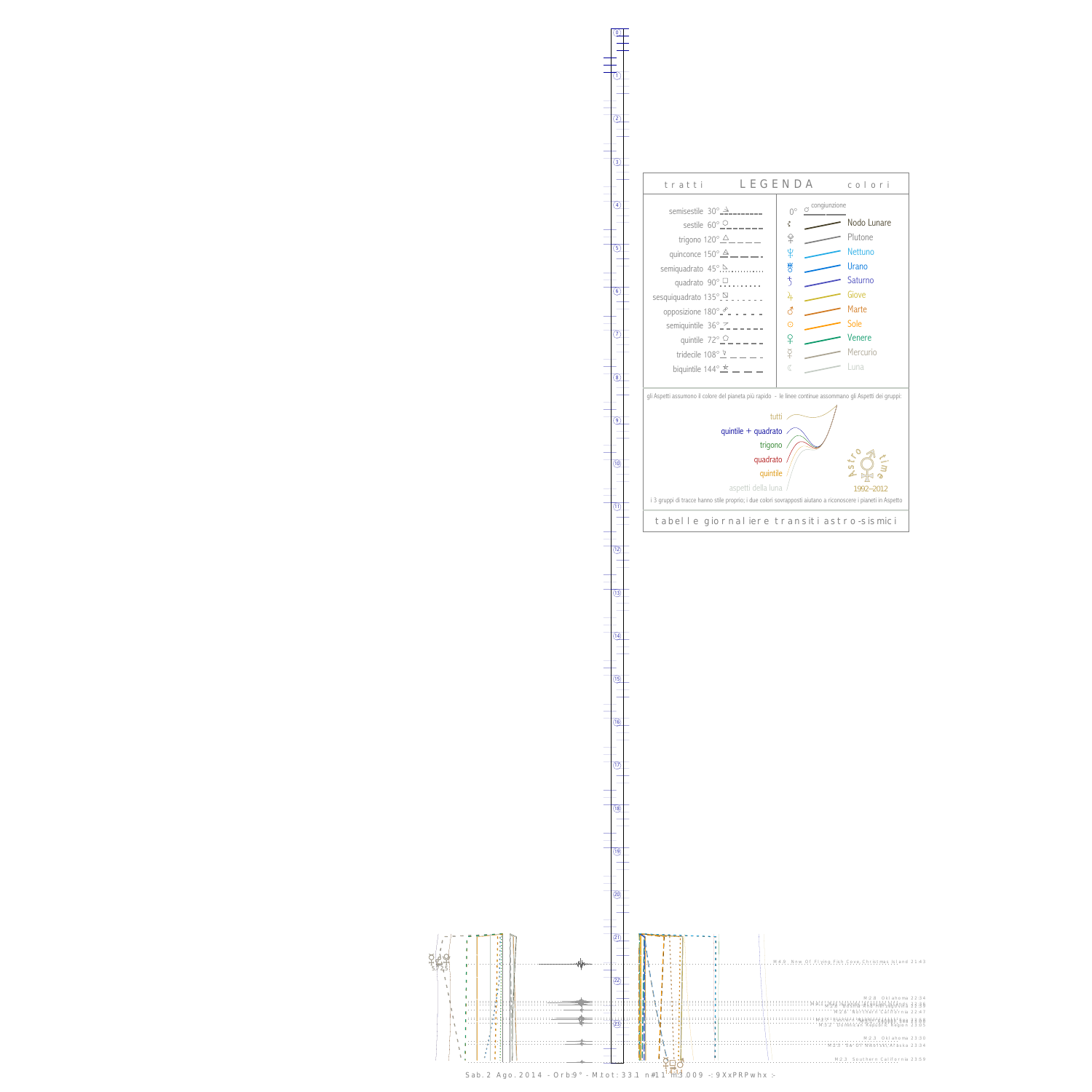# LEGENDA

tratti | colori

semisestile 30°
sestile 60°
trigono 120°
quinconce 150°
semiquadrato 45°
quadrato 90°
sesquiquadrato 135°
opposizione 180°
semiquintile 36°
quintile 72°
tridecile 108°
biquintile 144°

0° congiunzione

Nodo Lunare
Plutone
Nettuno
Urano
Saturno
Giove
Marte
Sole
Venere
Mercurio
Luna

gli Aspetti assumono il colore del pianeta più rapido - le linee continue assommano gli Aspetti dei gruppi:

tutti
quintile + quadrato
trigono
quadrato
quintile
aspetti della luna

Astro time 1992–2012

i 3 gruppi di tracce hanno stile proprio; i due colori sovrapposti aiutano a riconoscere i pianeti in Aspetto

tabelle giornaliere transiti astro-sismici

M 4.6 Now Of Flying Fish Cove Christmas Island 21:43

M 2.8 Oklahoma 22:34

M 2.6 Southern California 22:47

M 3.2 Dominican Republic Region 23:05

M 2.3 Oklahoma 23:30

M 2.5 Alaska 23:34

M 2.3 Southern California 23:59

Sab. 2 Ago. 2014 - Orb: 9° - M.tot: 33.1 n#11 m:3.009 -: 9XxPRPwhx :-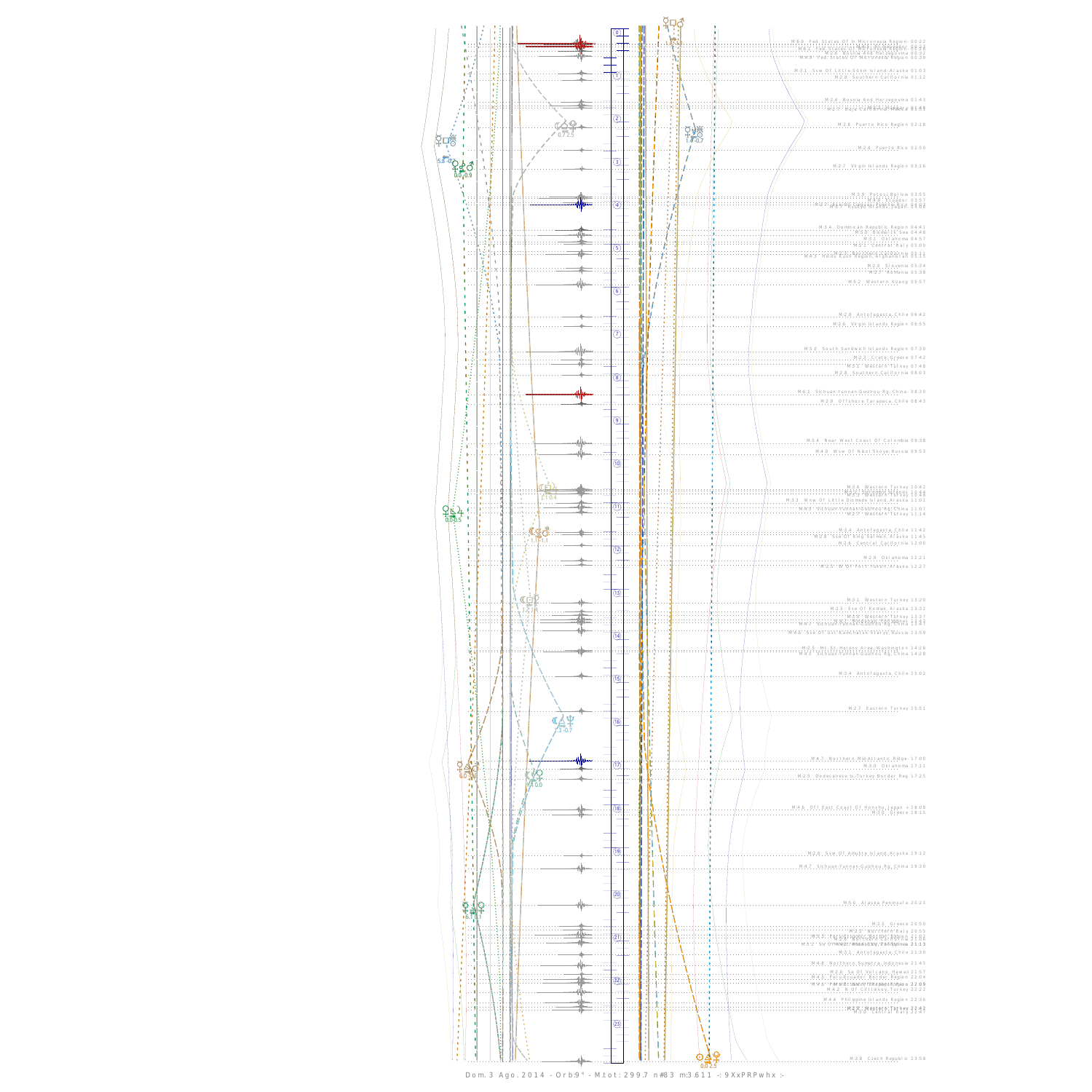M 6.9 Fed States Of Micronesia Region 00:22

M 6.5 Fed States Of Micronesia Region 00:28

M 2.8 Bosnia And Herzegovina 00:32

M 4.9 Fed States Of Micronesia Region 00:39

M 3.1 Ssw Of Little Sitkin Island Alaska 01:03

M 2.8 Southern California 01:12

M 2.4 Bosnia And Herzegovina 01:43

M 2.7 Baja California Mexico 01:51

M 2.8 Puerto Rico Region 02:18

M 2.6 Puerto Rico 02:50

M 2.7 Virgin Islands Region 03:16

M 3.9 Potosi Bolivia 03:55

M 3.4 Ecuador 03:57

M 2.5 Virgin Islands 04:04

M 3.4 Dominican Republic Region 04:41

M 3.0 Barents Sea 04:48

M 3.1 Oklahoma 04:57

M 3.2 Central Italy 05:00

M 4.3 Hindu Kush Region Afghanistan 05:15

M 2.0 Slovenia 05:34

M 2.7 Romania 05:38

M 5.2 Western Xizang 05:57

M 2.8 Antofagasta Chile 06:42

M 2.6 Virgin Islands Region 06:55

M 3.0 South Sandwich Islands Region 07:30

M 2.3 Crete Greece 07:42

M 3.1 Western Turkey 07:48

M 2.8 Southern California 08:03

M 6.1 Sichuan-Yunnan-Guizhou Rg China 08:30

M 2.9 Offshore Tarapaca Chile 08:43

M 5.4 Near West Coast Of Colombia 09:38

M 4.9 Wsw Of Nikol'Skoye Russia 09:53

M 3.6 Western Turkey 10:42

M 3.3 Western Turkey 10:48

M 3.3 Wnw Of Little Diomede Island Alaska 11:01

M 4.4 Sichuan-Yunnan-Guizhou Rg China 11:07

M 2.7 Western Turkey 11:14

M 3.4 Antofagasta Chile 11:42

M 2.8 Ssw Of King Salmon Alaska 11:45

M 2.6 Central California 12:00

M 2.9 Oklahoma 12:21

M 2.5 W Of Fort Yukon Alaska 12:27

M 3.1 Western Turkey 13:20

M 2.5 Ese Of Kodiak Alaska 13:32

M 3.0 Western Turkey 13:37

M 4.2 Sichuan-Yunnan-Guizhou Rg China 13:47

M 4.6 Sse Of Ust'-Kamchatsk Staryy Russia 13:59

M 2.5 Mt. St. Helens Area Washington 14:26

M 4.3 Sichuan-Yunnan-Guizhou Rg China 14:28

M 3.4 Antofagasta Chile 15:02

M 2.7 Eastern Turkey 15:51

M 4.7 Northern Mid-Atlantic Ridge 17:00

M 3.0 Oklahoma 17:11

M 2.5 Dodecanese Is-Turkey Border Reg 17:25

M 4.6 Off East Coast Of Honshu Japan 18:08

M 2.1 Greece 18:15

M 2.6 Ssw Of Amukta Island Alaska 19:12

M 4.7 Sichuan-Yunnan-Guizhou Rg China 19:30

M 5.0 Alaska Peninsula 20:21

M 2.3 Greece 20:50

M 2.2 Northern Italy 20:55

M 3.3 Peru-Ecuador Border Region 21:02

M 2.9 Northern California 21:06

M 3.2 Ssw Of ... Alaska 21:13

M 3.1 Antofagasta Chile 21:30

M 4.8 Northern Sumatra Indonesia 21:45

M 2.6 Se Of Volcano Hawaii 21:57

M 4.5 Peru-Ecuador Border Region 22:04

M 4.6 ... 22:09

M 4.2 N Of Ciftlikkoy Turkey 22:22

M 4.4 Philippine Islands Region 22:36

M 2.8 Western Turkey 22:42

M 2.4 Central Italy 22:47

M 3.8 Czech Republic 23:58

Dom. 3 Ago. 2014 - Orb:9° - M.tot: 299.7 n#83 m:3.611 -: 9XxPRPwhx :-